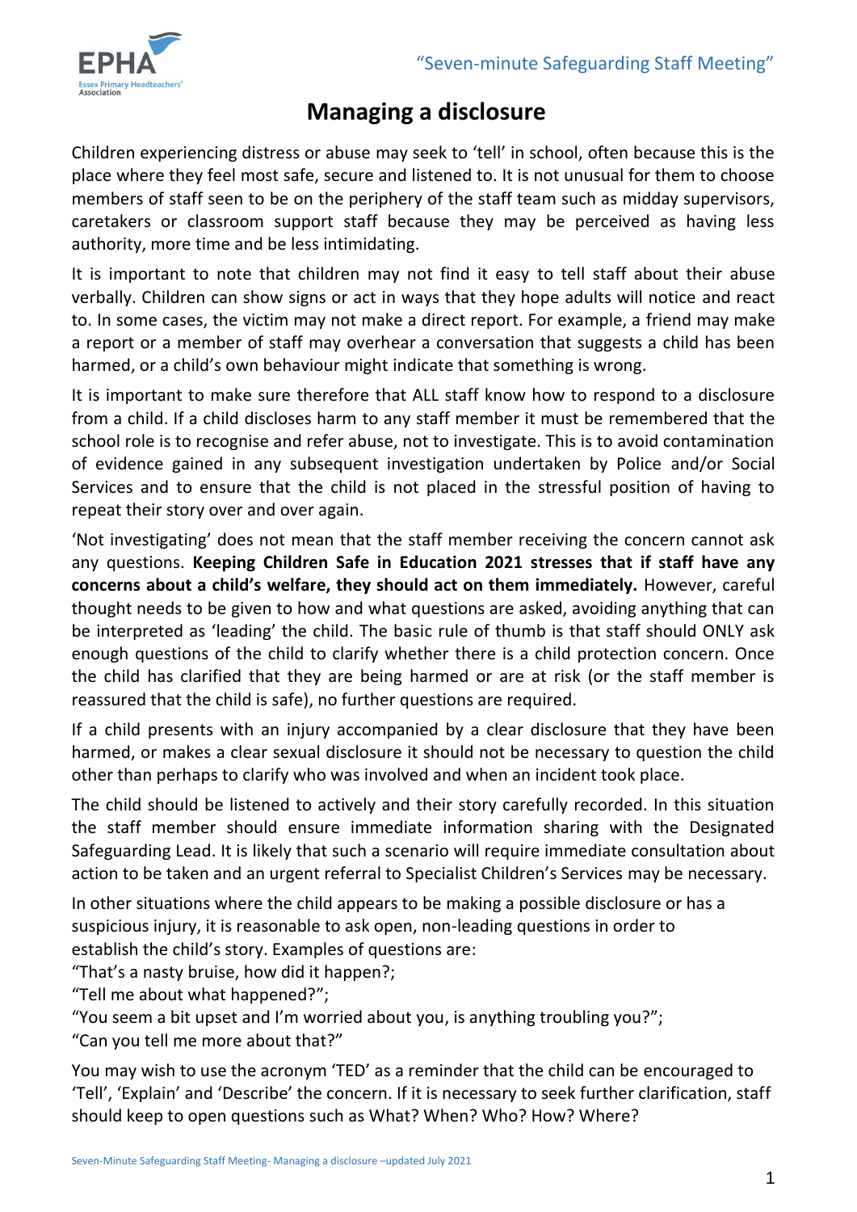# Managing a disclosure

Children experiencing distress or abuse may seek to 'tell' in school, often because this is the place where they feel most safe, secure and listened to. It is not unusual for them to choose members of staff seen to be on the periphery of the staff team such as midday supervisors, caretakers or classroom support staff because they may be perceived as having less authority, more time and be less intimidating.

It is important to note that children may not find it easy to tell staff about their abuse verbally. Children can show signs or act in ways that they hope adults will notice and react to. In some cases, the victim may not make a direct report. For example, a friend may make a report or a member of staff may overhear a conversation that suggests a child has been harmed, or a child's own behaviour might indicate that something is wrong.

It is important to make sure therefore that ALL staff know how to respond to a disclosure from a child. If a child discloses harm to any staff member it must be remembered that the school role is to recognise and refer abuse, not to investigate. This is to avoid contamination of evidence gained in any subsequent investigation undertaken by Police and/or Social Services and to ensure that the child is not placed in the stressful position of having to repeat their story over and over again.

'Not investigating' does not mean that the staff member receiving the concern cannot ask any questions. **Keeping Children Safe in Education 2021 stresses that if staff have any concerns about a child's welfare, they should act on them immediately.** However, careful thought needs to be given to how and what questions are asked, avoiding anything that can be interpreted as 'leading' the child. The basic rule of thumb is that staff should ONLY ask enough questions of the child to clarify whether there is a child protection concern. Once the child has clarified that they are being harmed or are at risk (or the staff member is reassured that the child is safe), no further questions are required.

If a child presents with an injury accompanied by a clear disclosure that they have been harmed, or makes a clear sexual disclosure it should not be necessary to question the child other than perhaps to clarify who was involved and when an incident took place.

The child should be listened to actively and their story carefully recorded. In this situation the staff member should ensure immediate information sharing with the Designated Safeguarding Lead. It is likely that such a scenario will require immediate consultation about action to be taken and an urgent referral to Specialist Children's Services may be necessary.

In other situations where the child appears to be making a possible disclosure or has a suspicious injury, it is reasonable to ask open, non-leading questions in order to establish the child's story. Examples of questions are:
"That's a nasty bruise, how did it happen?;
"Tell me about what happened?";
"You seem a bit upset and I'm worried about you, is anything troubling you?";
"Can you tell me more about that?"

You may wish to use the acronym 'TED' as a reminder that the child can be encouraged to 'Tell', 'Explain' and 'Describe' the concern. If it is necessary to seek further clarification, staff should keep to open questions such as What? When? Who? How? Where?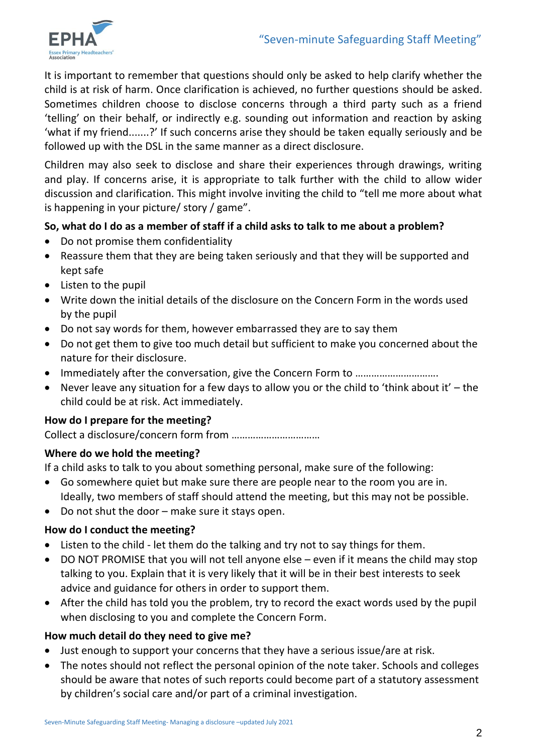It is important to remember that questions should only be asked to help clarify whether the child is at risk of harm. Once clarification is achieved, no further questions should be asked. Sometimes children choose to disclose concerns through a third party such as a friend 'telling' on their behalf, or indirectly e.g. sounding out information and reaction by asking 'what if my friend.......?' If such concerns arise they should be taken equally seriously and be followed up with the DSL in the same manner as a direct disclosure.

Children may also seek to disclose and share their experiences through drawings, writing and play. If concerns arise, it is appropriate to talk further with the child to allow wider discussion and clarification. This might involve inviting the child to "tell me more about what is happening in your picture/ story / game".

**So, what do I do as a member of staff if a child asks to talk to me about a problem?**

- Do not promise them confidentiality
- Reassure them that they are being taken seriously and that they will be supported and kept safe
- Listen to the pupil
- Write down the initial details of the disclosure on the Concern Form in the words used by the pupil
- Do not say words for them, however embarrassed they are to say them
- Do not get them to give too much detail but sufficient to make you concerned about the nature for their disclosure.
- Immediately after the conversation, give the Concern Form to ………………………….
- Never leave any situation for a few days to allow you or the child to 'think about it' – the child could be at risk. Act immediately.

**How do I prepare for the meeting?**

Collect a disclosure/concern form from ……………………………

**Where do we hold the meeting?**

If a child asks to talk to you about something personal, make sure of the following:

- Go somewhere quiet but make sure there are people near to the room you are in. Ideally, two members of staff should attend the meeting, but this may not be possible.
- Do not shut the door – make sure it stays open.

**How do I conduct the meeting?**

- Listen to the child - let them do the talking and try not to say things for them.
- DO NOT PROMISE that you will not tell anyone else – even if it means the child may stop talking to you. Explain that it is very likely that it will be in their best interests to seek advice and guidance for others in order to support them.
- After the child has told you the problem, try to record the exact words used by the pupil when disclosing to you and complete the Concern Form.

**How much detail do they need to give me?**

- Just enough to support your concerns that they have a serious issue/are at risk.
- The notes should not reflect the personal opinion of the note taker. Schools and colleges should be aware that notes of such reports could become part of a statutory assessment by children's social care and/or part of a criminal investigation.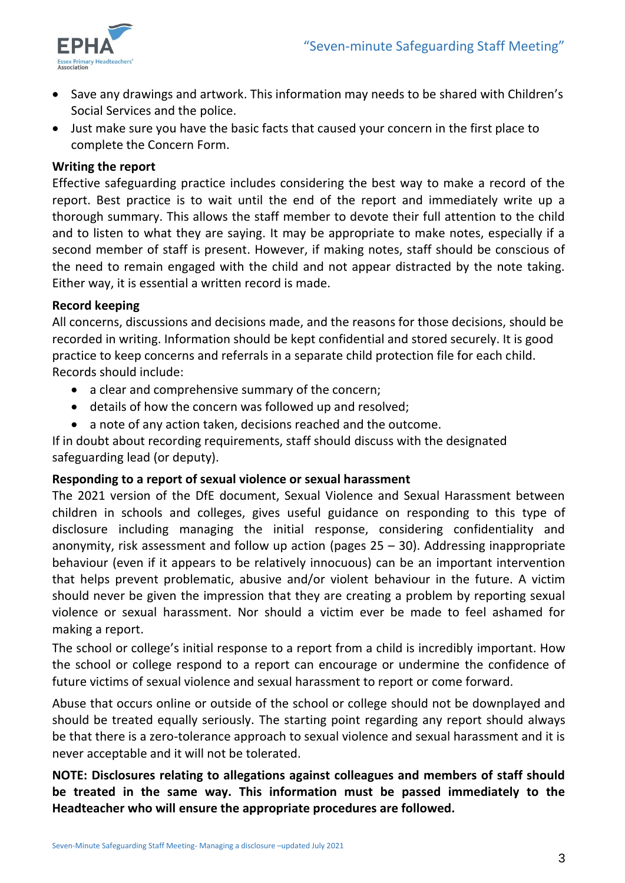- Save any drawings and artwork. This information may needs to be shared with Children's Social Services and the police.
- Just make sure you have the basic facts that caused your concern in the first place to complete the Concern Form.

**Writing the report**

Effective safeguarding practice includes considering the best way to make a record of the report. Best practice is to wait until the end of the report and immediately write up a thorough summary. This allows the staff member to devote their full attention to the child and to listen to what they are saying. It may be appropriate to make notes, especially if a second member of staff is present. However, if making notes, staff should be conscious of the need to remain engaged with the child and not appear distracted by the note taking. Either way, it is essential a written record is made.

**Record keeping**

All concerns, discussions and decisions made, and the reasons for those decisions, should be recorded in writing. Information should be kept confidential and stored securely. It is good practice to keep concerns and referrals in a separate child protection file for each child. Records should include:

- a clear and comprehensive summary of the concern;
- details of how the concern was followed up and resolved;
- a note of any action taken, decisions reached and the outcome.

If in doubt about recording requirements, staff should discuss with the designated safeguarding lead (or deputy).

**Responding to a report of sexual violence or sexual harassment**

The 2021 version of the DfE document, Sexual Violence and Sexual Harassment between children in schools and colleges, gives useful guidance on responding to this type of disclosure including managing the initial response, considering confidentiality and anonymity, risk assessment and follow up action (pages 25 – 30). Addressing inappropriate behaviour (even if it appears to be relatively innocuous) can be an important intervention that helps prevent problematic, abusive and/or violent behaviour in the future. A victim should never be given the impression that they are creating a problem by reporting sexual violence or sexual harassment. Nor should a victim ever be made to feel ashamed for making a report.

The school or college's initial response to a report from a child is incredibly important. How the school or college respond to a report can encourage or undermine the confidence of future victims of sexual violence and sexual harassment to report or come forward.

Abuse that occurs online or outside of the school or college should not be downplayed and should be treated equally seriously. The starting point regarding any report should always be that there is a zero-tolerance approach to sexual violence and sexual harassment and it is never acceptable and it will not be tolerated.

**NOTE: Disclosures relating to allegations against colleagues and members of staff should be treated in the same way. This information must be passed immediately to the Headteacher who will ensure the appropriate procedures are followed.**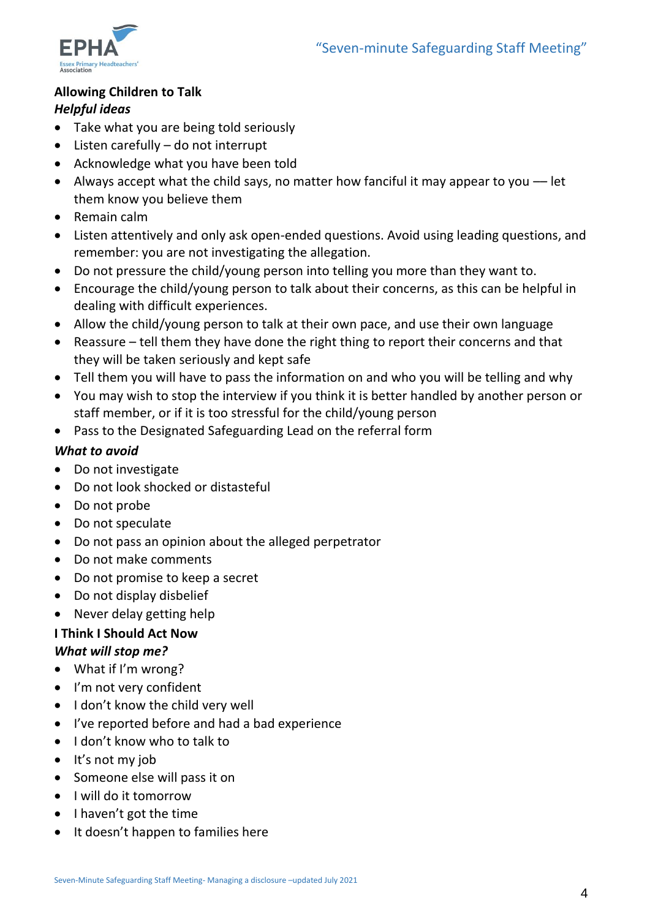**Allowing Children to Talk**

***Helpful ideas***

- Take what you are being told seriously
- Listen carefully – do not interrupt
- Acknowledge what you have been told
- Always accept what the child says, no matter how fanciful it may appear to you — let them know you believe them
- Remain calm
- Listen attentively and only ask open-ended questions. Avoid using leading questions, and remember: you are not investigating the allegation.
- Do not pressure the child/young person into telling you more than they want to.
- Encourage the child/young person to talk about their concerns, as this can be helpful in dealing with difficult experiences.
- Allow the child/young person to talk at their own pace, and use their own language
- Reassure – tell them they have done the right thing to report their concerns and that they will be taken seriously and kept safe
- Tell them you will have to pass the information on and who you will be telling and why
- You may wish to stop the interview if you think it is better handled by another person or staff member, or if it is too stressful for the child/young person
- Pass to the Designated Safeguarding Lead on the referral form

***What to avoid***

- Do not investigate
- Do not look shocked or distasteful
- Do not probe
- Do not speculate
- Do not pass an opinion about the alleged perpetrator
- Do not make comments
- Do not promise to keep a secret
- Do not display disbelief
- Never delay getting help

**I Think I Should Act Now**

***What will stop me?***

- What if I'm wrong?
- I'm not very confident
- I don't know the child very well
- I've reported before and had a bad experience
- I don't know who to talk to
- It's not my job
- Someone else will pass it on
- I will do it tomorrow
- I haven't got the time
- It doesn't happen to families here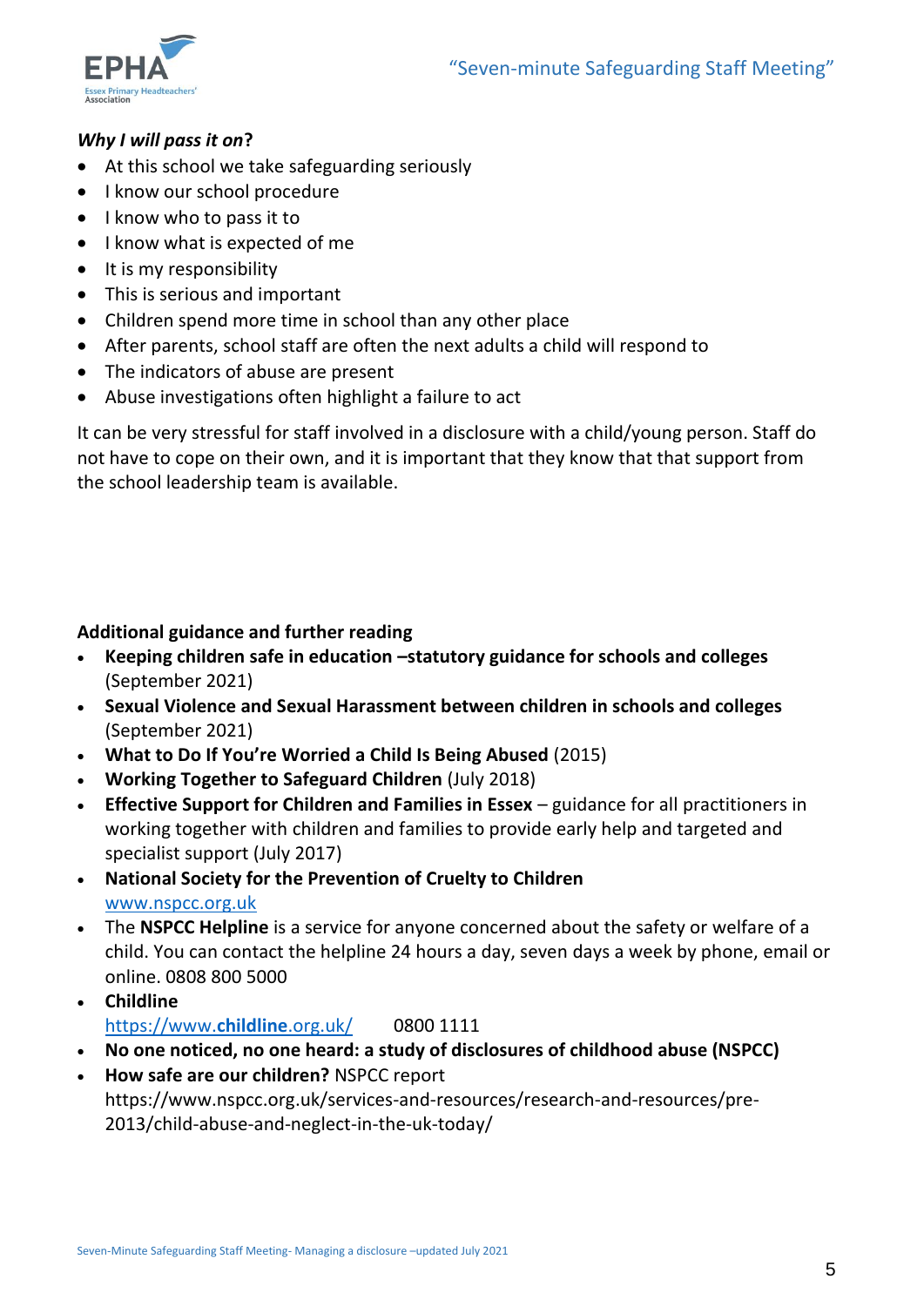***Why I will pass it on*?**

- At this school we take safeguarding seriously
- I know our school procedure
- I know who to pass it to
- I know what is expected of me
- It is my responsibility
- This is serious and important
- Children spend more time in school than any other place
- After parents, school staff are often the next adults a child will respond to
- The indicators of abuse are present
- Abuse investigations often highlight a failure to act

It can be very stressful for staff involved in a disclosure with a child/young person. Staff do not have to cope on their own, and it is important that they know that that support from the school leadership team is available.

**Additional guidance and further reading**

- **Keeping children safe in education –statutory guidance for schools and colleges** (September 2021)
- **Sexual Violence and Sexual Harassment between children in schools and colleges** (September 2021)
- **What to Do If You're Worried a Child Is Being Abused** (2015)
- **Working Together to Safeguard Children** (July 2018)
- **Effective Support for Children and Families in Essex** – guidance for all practitioners in working together with children and families to provide early help and targeted and specialist support (July 2017)
- **National Society for the Prevention of Cruelty to Children**
  www.nspcc.org.uk
- The **NSPCC Helpline** is a service for anyone concerned about the safety or welfare of a child. You can contact the helpline 24 hours a day, seven days a week by phone, email or online. 0808 800 5000
- **Childline**
  https://www.**childline**.org.uk/ 0800 1111
- **No one noticed, no one heard: a study of disclosures of childhood abuse (NSPCC)**
- **How safe are our children?** NSPCC report
  https://www.nspcc.org.uk/services-and-resources/research-and-resources/pre-2013/child-abuse-and-neglect-in-the-uk-today/